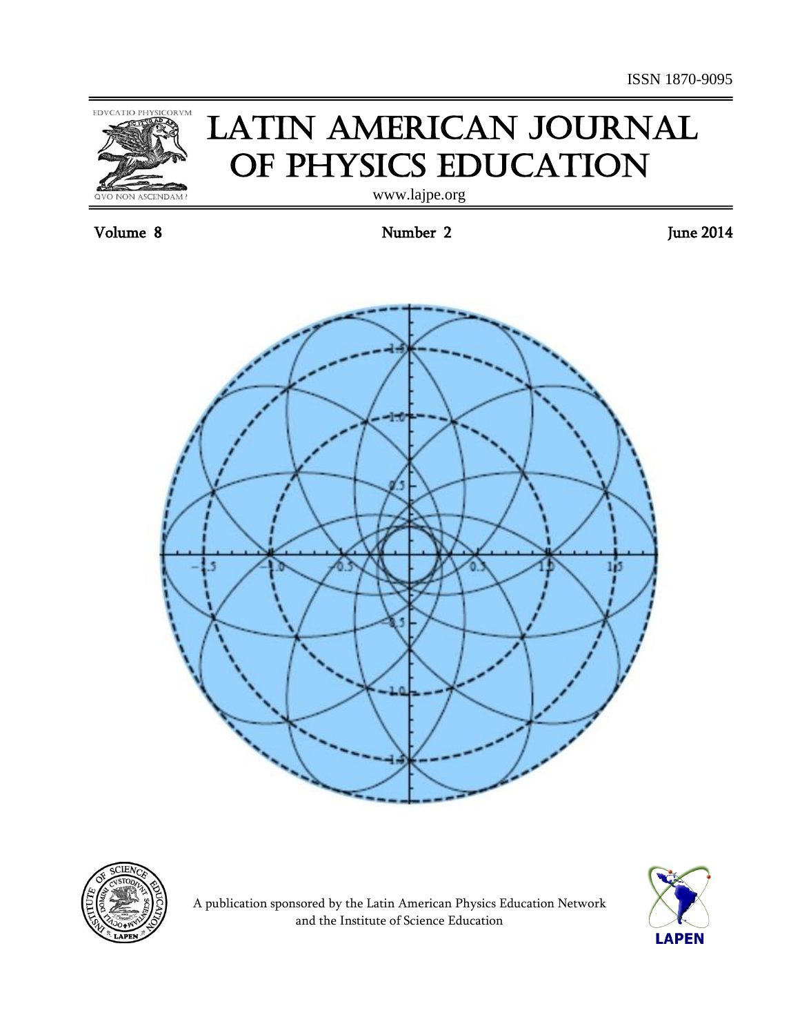ISSN 1870-9095

EDVCATIO PHYSICORVM

QVO NON ASCENDAM?

# LATIN AMERICAN JOURNAL OF PHYSICS EDUCATION

www.lajpe.org

Volume 8 Number 2 June 2014

A publication sponsored by the Latin American Physics Education Network and the Institute of Science Education

LAPEN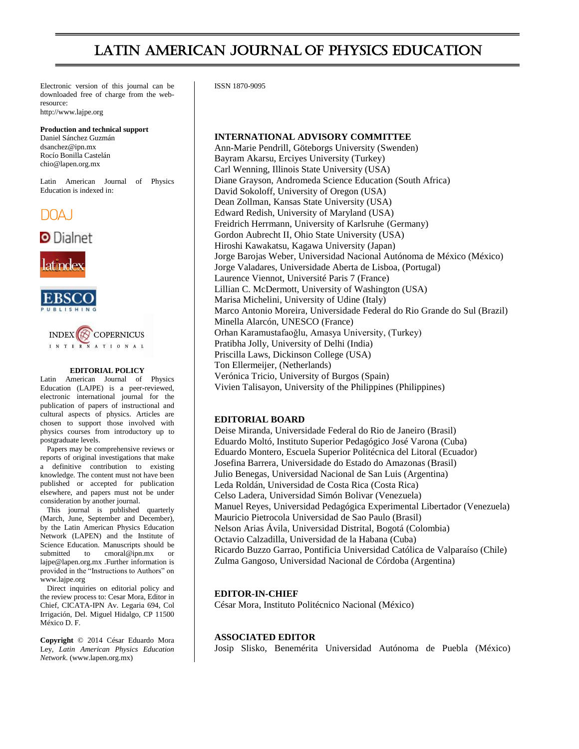# LATIN AMERICAN JOURNAL OF PHYSICS EDUCATION

Electronic version of this journal can be downloaded free of charge from the web-resource:
http://www.lajpe.org

**Production and technical support**
Daniel Sánchez Guzmán
dsanchez@ipn.mx
Rocío Bonilla Castelán
chio@lapen.org.mx

Latin American Journal of Physics Education is indexed in:

DOAJ

Dialnet

latindex

EBSCO PUBLISHING

INDEX COPERNICUS INTERNATIONAL

**EDITORIAL POLICY**

Latin American Journal of Physics Education (LAJPE) is a peer-reviewed, electronic international journal for the publication of papers of instructional and cultural aspects of physics. Articles are chosen to support those involved with physics courses from introductory up to postgraduate levels.

Papers may be comprehensive reviews or reports of original investigations that make a definitive contribution to existing knowledge. The content must not have been published or accepted for publication elsewhere, and papers must not be under consideration by another journal.

This journal is published quarterly (March, June, September and December), by the Latin American Physics Education Network (LAPEN) and the Institute of Science Education. Manuscripts should be submitted to cmoral@ipn.mx or lajpe@lapen.org.mx .Further information is provided in the "Instructions to Authors" on www.lajpe.org

Direct inquiries on editorial policy and the review process to: Cesar Mora, Editor in Chief, CICATA-IPN Av. Legaria 694, Col Irrigación, Del. Miguel Hidalgo, CP 11500 México D. F.

**Copyright** © 2014 César Eduardo Mora Ley, *Latin American Physics Education Network*. (www.lapen.org.mx)

ISSN 1870-9095

**INTERNATIONAL ADVISORY COMMITTEE**

Ann-Marie Pendrill, Göteborgs University (Swenden)
Bayram Akarsu, Erciyes University (Turkey)
Carl Wenning, Illinois State University (USA)
Diane Grayson, Andromeda Science Education (South Africa)
David Sokoloff, University of Oregon (USA)
Dean Zollman, Kansas State University (USA)
Edward Redish, University of Maryland (USA)
Freidrich Herrmann, University of Karlsruhe (Germany)
Gordon Aubrecht II, Ohio State University (USA)
Hiroshi Kawakatsu, Kagawa University (Japan)
Jorge Barojas Weber, Universidad Nacional Autónoma de México (México)
Jorge Valadares, Universidade Aberta de Lisboa, (Portugal)
Laurence Viennot, Université Paris 7 (France)
Lillian C. McDermott, University of Washington (USA)
Marisa Michelini, University of Udine (Italy)
Marco Antonio Moreira, Universidade Federal do Rio Grande do Sul (Brazil)
Minella Alarcón, UNESCO (France)
Orhan Karamustafaoğlu, Amasya University, (Turkey)
Pratibha Jolly, University of Delhi (India)
Priscilla Laws, Dickinson College (USA)
Ton Ellermeijer, (Netherlands)
Verónica Tricio, University of Burgos (Spain)
Vivien Talisayon, University of the Philippines (Philippines)

**EDITORIAL BOARD**

Deise Miranda, Universidade Federal do Rio de Janeiro (Brasil)
Eduardo Moltó, Instituto Superior Pedagógico José Varona (Cuba)
Eduardo Montero, Escuela Superior Politécnica del Litoral (Ecuador)
Josefina Barrera, Universidade do Estado do Amazonas (Brasil)
Julio Benegas, Universidad Nacional de San Luis (Argentina)
Leda Roldán, Universidad de Costa Rica (Costa Rica)
Celso Ladera, Universidad Simón Bolivar (Venezuela)
Manuel Reyes, Universidad Pedagógica Experimental Libertador (Venezuela)
Mauricio Pietrocola Universidad de Sao Paulo (Brasil)
Nelson Arias Ávila, Universidad Distrital, Bogotá (Colombia)
Octavio Calzadilla, Universidad de la Habana (Cuba)
Ricardo Buzzo Garrao, Pontificia Universidad Católica de Valparaíso (Chile)
Zulma Gangoso, Universidad Nacional de Córdoba (Argentina)

**EDITOR-IN-CHIEF**

César Mora, Instituto Politécnico Nacional (México)

**ASSOCIATED EDITOR**

Josip Slisko, Benemérita Universidad Autónoma de Puebla (México)